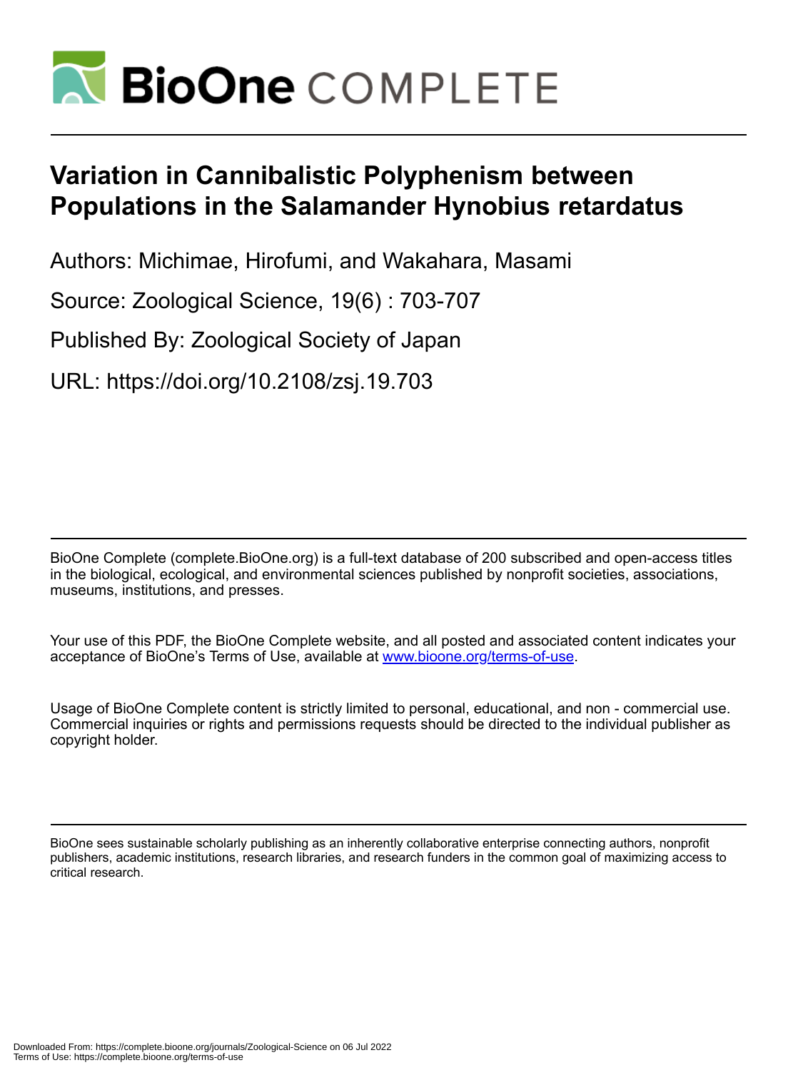# Variation in Cannibalistic Polyphenism between Populations in the Salamander Hynobius retardatus

Authors: Michimae, Hirofumi, and Wakahara, Masami

Source: Zoological Science, 19(6) : 703-707

Published By: Zoological Society of Japan

URL: https://doi.org/10.2108/zsj.19.703

BioOne Complete (complete.BioOne.org) is a full-text database of 200 subscribed and open-access titles in the biological, ecological, and environmental sciences published by nonprofit societies, associations, museums, institutions, and presses.

Your use of this PDF, the BioOne Complete website, and all posted and associated content indicates your acceptance of BioOne's Terms of Use, available at www.bioone.org/terms-of-use.

Usage of BioOne Complete content is strictly limited to personal, educational, and non - commercial use. Commercial inquiries or rights and permissions requests should be directed to the individual publisher as copyright holder.

BioOne sees sustainable scholarly publishing as an inherently collaborative enterprise connecting authors, nonprofit publishers, academic institutions, research libraries, and research funders in the common goal of maximizing access to critical research.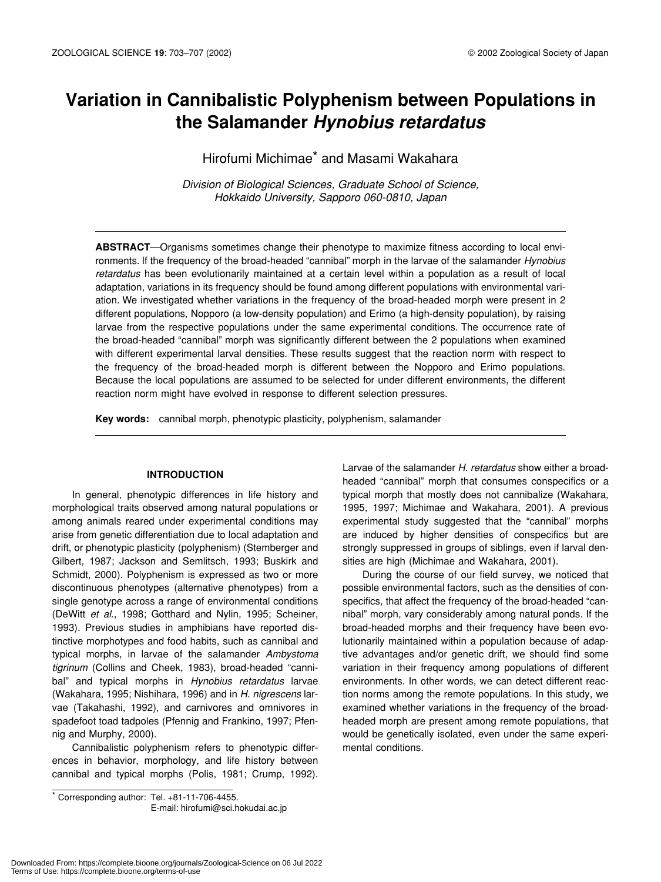# Variation in Cannibalistic Polyphenism between Populations in the Salamander *Hynobius retardatus*

Hirofumi Michimae* and Masami Wakahara

*Division of Biological Sciences, Graduate School of Science, Hokkaido University, Sapporo 060-0810, Japan*

**ABSTRACT**—Organisms sometimes change their phenotype to maximize fitness according to local environments. If the frequency of the broad-headed "cannibal" morph in the larvae of the salamander *Hynobius retardatus* has been evolutionarily maintained at a certain level within a population as a result of local adaptation, variations in its frequency should be found among different populations with environmental variation. We investigated whether variations in the frequency of the broad-headed morph were present in 2 different populations, Nopporo (a low-density population) and Erimo (a high-density population), by raising larvae from the respective populations under the same experimental conditions. The occurrence rate of the broad-headed "cannibal" morph was significantly different between the 2 populations when examined with different experimental larval densities. These results suggest that the reaction norm with respect to the frequency of the broad-headed morph is different between the Nopporo and Erimo populations. Because the local populations are assumed to be selected for under different environments, the different reaction norm might have evolved in response to different selection pressures.

**Key words:** cannibal morph, phenotypic plasticity, polyphenism, salamander

## INTRODUCTION

In general, phenotypic differences in life history and morphological traits observed among natural populations or among animals reared under experimental conditions may arise from genetic differentiation due to local adaptation and drift, or phenotypic plasticity (polyphenism) (Stemberger and Gilbert, 1987; Jackson and Semlitsch, 1993; Buskirk and Schmidt, 2000). Polyphenism is expressed as two or more discontinuous phenotypes (alternative phenotypes) from a single genotype across a range of environmental conditions (DeWitt *et al.*, 1998; Gotthard and Nylin, 1995; Scheiner, 1993). Previous studies in amphibians have reported distinctive morphotypes and food habits, such as cannibal and typical morphs, in larvae of the salamander *Ambystoma tigrinum* (Collins and Cheek, 1983), broad-headed "cannibal" and typical morphs in *Hynobius retardatus* larvae (Wakahara, 1995; Nishihara, 1996) and in *H. nigrescens* larvae (Takahashi, 1992), and carnivores and omnivores in spadefoot toad tadpoles (Pfennig and Frankino, 1997; Pfennig and Murphy, 2000).

Cannibalistic polyphenism refers to phenotypic differences in behavior, morphology, and life history between cannibal and typical morphs (Polis, 1981; Crump, 1992). Larvae of the salamander *H. retardatus* show either a broad-headed "cannibal" morph that consumes conspecifics or a typical morph that mostly does not cannibalize (Wakahara, 1995, 1997; Michimae and Wakahara, 2001). A previous experimental study suggested that the "cannibal" morphs are induced by higher densities of conspecifics but are strongly suppressed in groups of siblings, even if larval densities are high (Michimae and Wakahara, 2001).

During the course of our field survey, we noticed that possible environmental factors, such as the densities of conspecifics, that affect the frequency of the broad-headed "cannibal" morph, vary considerably among natural ponds. If the broad-headed morphs and their frequency have been evolutionarily maintained within a population because of adaptive advantages and/or genetic drift, we should find some variation in their frequency among populations of different environments. In other words, we can detect different reaction norms among the remote populations. In this study, we examined whether variations in the frequency of the broad-headed morph are present among remote populations, that would be genetically isolated, even under the same experimental conditions.

* Corresponding author: Tel. +81-11-706-4455.
E-mail: hirofumi@sci.hokudai.ac.jp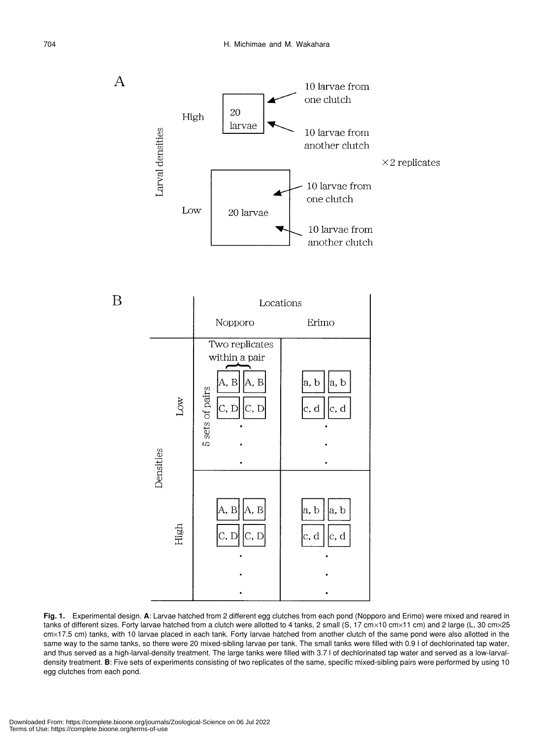**Fig. 1.** Experimental design. **A**: Larvae hatched from 2 different egg clutches from each pond (Nopporo and Erimo) were mixed and reared in tanks of different sizes. Forty larvae hatched from a clutch were allotted to 4 tanks, 2 small (S, 17 cm×10 cm×11 cm) and 2 large (L, 30 cm×25 cm×17.5 cm) tanks, with 10 larvae placed in each tank. Forty larvae hatched from another clutch of the same pond were also allotted in the same way to the same tanks, so there were 20 mixed-sibling larvae per tank. The small tanks were filled with 0.9 l of dechlorinated tap water, and thus served as a high-larval-density treatment. The large tanks were filled with 3.7 l of dechlorinated tap water and served as a low-larval-density treatment. **B**: Five sets of experiments consisting of two replicates of the same, specific mixed-sibling pairs were performed by using 10 egg clutches from each pond.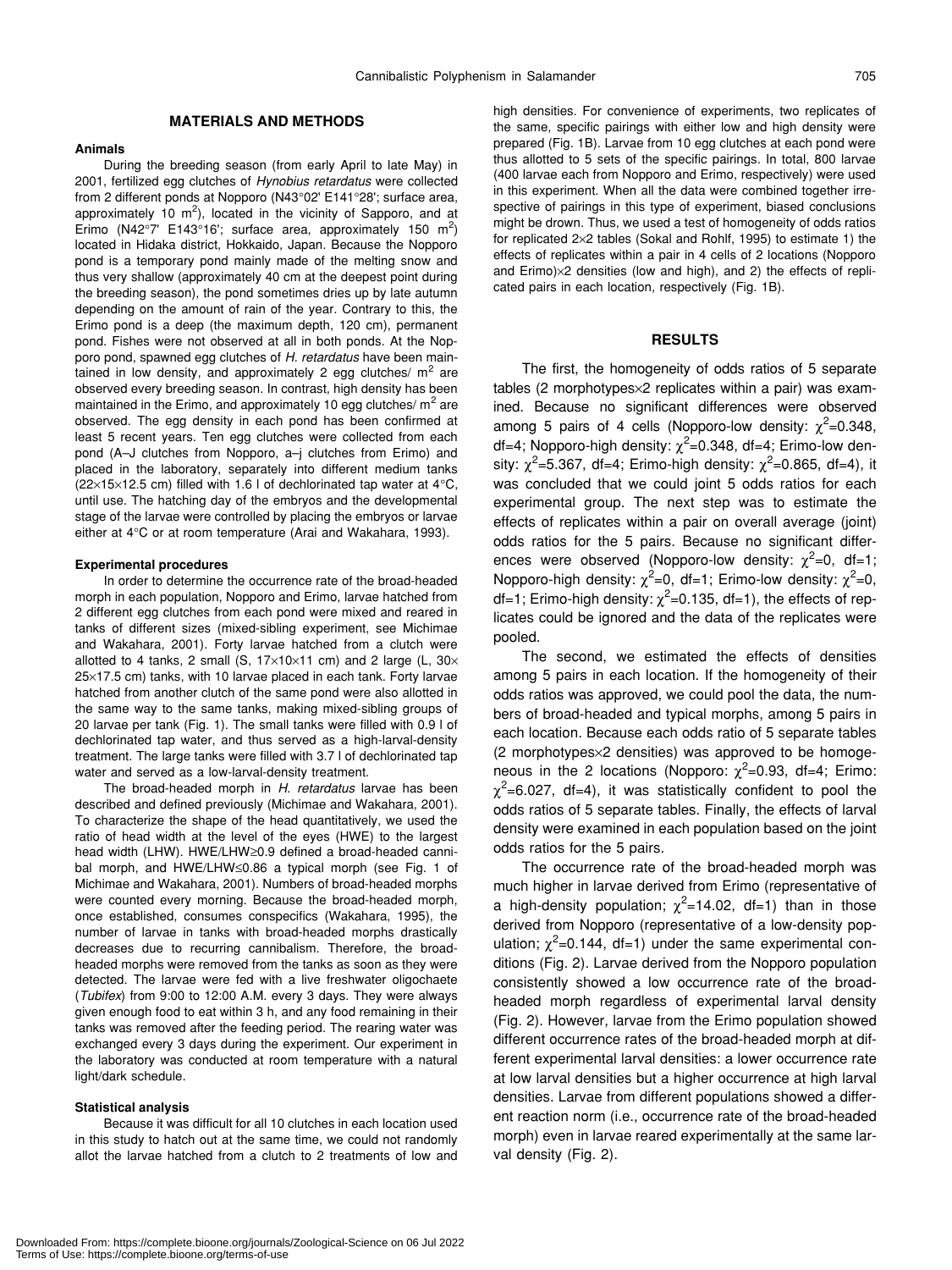## MATERIALS AND METHODS

### Animals

During the breeding season (from early April to late May) in 2001, fertilized egg clutches of *Hynobius retardatus* were collected from 2 different ponds at Nopporo (N43°02' E141°28'; surface area, approximately 10 $m^2$), located in the vicinity of Sapporo, and at Erimo (N42°7' E143°16'; surface area, approximately 150 $m^2$) located in Hidaka district, Hokkaido, Japan. Because the Nopporo pond is a temporary pond mainly made of the melting snow and thus very shallow (approximately 40 cm at the deepest point during the breeding season), the pond sometimes dries up by late autumn depending on the amount of rain of the year. Contrary to this, the Erimo pond is a deep (the maximum depth, 120 cm), permanent pond. Fishes were not observed at all in both ponds. At the Nopporo pond, spawned egg clutches of *H. retardatus* have been maintained in low density, and approximately 2 egg clutches/ $m^2$ are observed every breeding season. In contrast, high density has been maintained in the Erimo, and approximately 10 egg clutches/ $m^2$ are observed. The egg density in each pond has been confirmed at least 5 recent years. Ten egg clutches were collected from each pond (A–J clutches from Nopporo, a–j clutches from Erimo) and placed in the laboratory, separately into different medium tanks (22×15×12.5 cm) filled with 1.6 l of dechlorinated tap water at 4°C, until use. The hatching day of the embryos and the developmental stage of the larvae were controlled by placing the embryos or larvae either at 4°C or at room temperature (Arai and Wakahara, 1993).

### Experimental procedures

In order to determine the occurrence rate of the broad-headed morph in each population, Nopporo and Erimo, larvae hatched from 2 different egg clutches from each pond were mixed and reared in tanks of different sizes (mixed-sibling experiment, see Michimae and Wakahara, 2001). Forty larvae hatched from a clutch were allotted to 4 tanks, 2 small (S, 17×10×11 cm) and 2 large (L, 30×25×17.5 cm) tanks, with 10 larvae placed in each tank. Forty larvae hatched from another clutch of the same pond were also allotted in the same way to the same tanks, making mixed-sibling groups of 20 larvae per tank (Fig. 1). The small tanks were filled with 0.9 l of dechlorinated tap water, and thus served as a high-larval-density treatment. The large tanks were filled with 3.7 l of dechlorinated tap water and served as a low-larval-density treatment.

The broad-headed morph in *H. retardatus* larvae has been described and defined previously (Michimae and Wakahara, 2001). To characterize the shape of the head quantitatively, we used the ratio of head width at the level of the eyes (HWE) to the largest head width (LHW). HWE/LHW≥0.9 defined a broad-headed cannibal morph, and HWE/LHW≤0.86 a typical morph (see Fig. 1 of Michimae and Wakahara, 2001). Numbers of broad-headed morphs were counted every morning. Because the broad-headed morph, once established, consumes conspecifics (Wakahara, 1995), the number of larvae in tanks with broad-headed morphs drastically decreases due to recurring cannibalism. Therefore, the broad-headed morphs were removed from the tanks as soon as they were detected. The larvae were fed with a live freshwater oligochaete (*Tubifex*) from 9:00 to 12:00 A.M. every 3 days. They were always given enough food to eat within 3 h, and any food remaining in their tanks was removed after the feeding period. The rearing water was exchanged every 3 days during the experiment. Our experiment in the laboratory was conducted at room temperature with a natural light/dark schedule.

### Statistical analysis

Because it was difficult for all 10 clutches in each location used in this study to hatch out at the same time, we could not randomly allot the larvae hatched from a clutch to 2 treatments of low and high densities. For convenience of experiments, two replicates of the same, specific pairings with either low and high density were prepared (Fig. 1B). Larvae from 10 egg clutches at each pond were thus allotted to 5 sets of the specific pairings. In total, 800 larvae (400 larvae each from Nopporo and Erimo, respectively) were used in this experiment. When all the data were combined together irrespective of pairings in this type of experiment, biased conclusions might be drawn. Thus, we used a test of homogeneity of odds ratios for replicated 2×2 tables (Sokal and Rohlf, 1995) to estimate 1) the effects of replicates within a pair in 4 cells of 2 locations (Nopporo and Erimo)×2 densities (low and high), and 2) the effects of replicated pairs in each location, respectively (Fig. 1B).

## RESULTS

The first, the homogeneity of odds ratios of 5 separate tables (2 morphotypes×2 replicates within a pair) was examined. Because no significant differences were observed among 5 pairs of 4 cells (Nopporo-low density: $\chi^2$=0.348, df=4; Nopporo-high density: $\chi^2$=0.348, df=4; Erimo-low density: $\chi^2$=5.367, df=4; Erimo-high density: $\chi^2$=0.865, df=4), it was concluded that we could joint 5 odds ratios for each experimental group. The next step was to estimate the effects of replicates within a pair on overall average (joint) odds ratios for the 5 pairs. Because no significant differences were observed (Nopporo-low density: $\chi^2$=0, df=1; Nopporo-high density: $\chi^2$=0, df=1; Erimo-low density: $\chi^2$=0, df=1; Erimo-high density: $\chi^2$=0.135, df=1), the effects of replicates could be ignored and the data of the replicates were pooled.

The second, we estimated the effects of densities among 5 pairs in each location. If the homogeneity of their odds ratios was approved, we could pool the data, the numbers of broad-headed and typical morphs, among 5 pairs in each location. Because each odds ratio of 5 separate tables (2 morphotypes×2 densities) was approved to be homogeneous in the 2 locations (Nopporo: $\chi^2$=0.93, df=4; Erimo: $\chi^2$=6.027, df=4), it was statistically confident to pool the odds ratios of 5 separate tables. Finally, the effects of larval density were examined in each population based on the joint odds ratios for the 5 pairs.

The occurrence rate of the broad-headed morph was much higher in larvae derived from Erimo (representative of a high-density population; $\chi^2$=14.02, df=1) than in those derived from Nopporo (representative of a low-density population; $\chi^2$=0.144, df=1) under the same experimental conditions (Fig. 2). Larvae derived from the Nopporo population consistently showed a low occurrence rate of the broad-headed morph regardless of experimental larval density (Fig. 2). However, larvae from the Erimo population showed different occurrence rates of the broad-headed morph at different experimental larval densities: a lower occurrence rate at low larval densities but a higher occurrence at high larval densities. Larvae from different populations showed a different reaction norm (i.e., occurrence rate of the broad-headed morph) even in larvae reared experimentally at the same larval density (Fig. 2).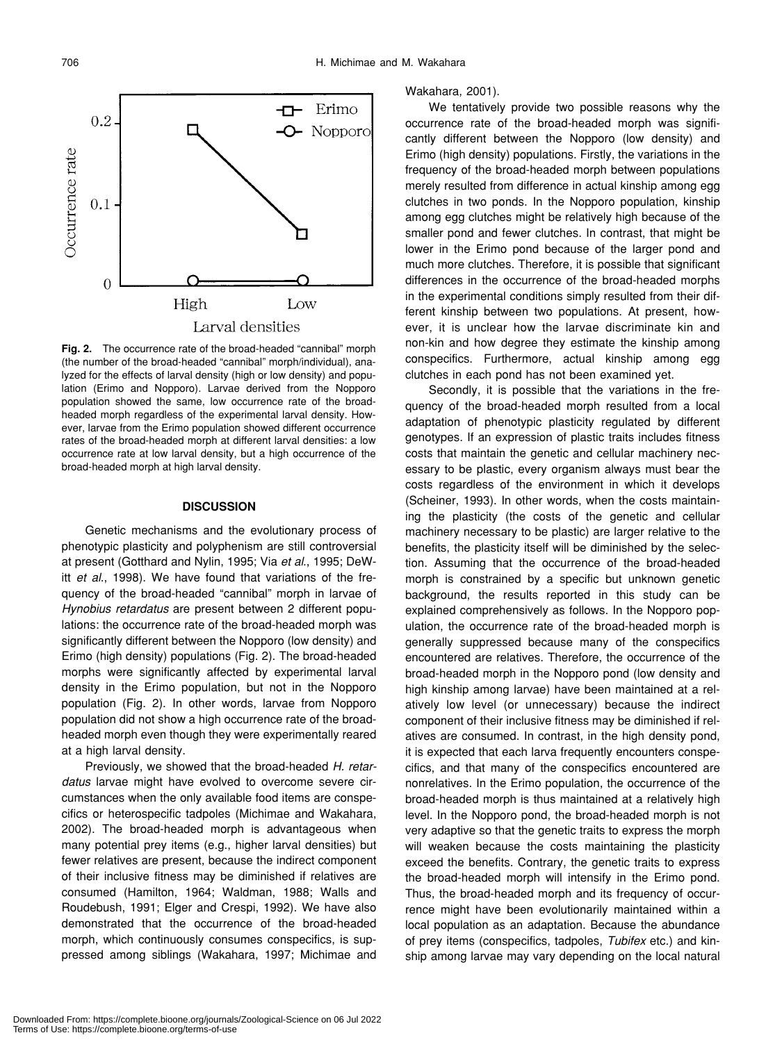Fig. 2. The occurrence rate of the broad-headed "cannibal" morph (the number of the broad-headed "cannibal" morph/individual), analyzed for the effects of larval density (high or low density) and population (Erimo and Nopporo). Larvae derived from the Nopporo population showed the same, low occurrence rate of the broad-headed morph regardless of the experimental larval density. However, larvae from the Erimo population showed different occurrence rates of the broad-headed morph at different larval densities: a low occurrence rate at low larval density, but a high occurrence of the broad-headed morph at high larval density.

## DISCUSSION

Genetic mechanisms and the evolutionary process of phenotypic plasticity and polyphenism are still controversial at present (Gotthard and Nylin, 1995; Via *et al.*, 1995; DeWitt *et al.*, 1998). We have found that variations of the frequency of the broad-headed "cannibal" morph in larvae of *Hynobius retardatus* are present between 2 different populations: the occurrence rate of the broad-headed morph was significantly different between the Nopporo (low density) and Erimo (high density) populations (Fig. 2). The broad-headed morphs were significantly affected by experimental larval density in the Erimo population, but not in the Nopporo population (Fig. 2). In other words, larvae from Nopporo population did not show a high occurrence rate of the broad-headed morph even though they were experimentally reared at a high larval density.

Previously, we showed that the broad-headed *H. retardatus* larvae might have evolved to overcome severe circumstances when the only available food items are conspecifics or heterospecific tadpoles (Michimae and Wakahara, 2002). The broad-headed morph is advantageous when many potential prey items (e.g., higher larval densities) but fewer relatives are present, because the indirect component of their inclusive fitness may be diminished if relatives are consumed (Hamilton, 1964; Waldman, 1988; Walls and Roudebush, 1991; Elger and Crespi, 1992). We have also demonstrated that the occurrence of the broad-headed morph, which continuously consumes conspecifics, is suppressed among siblings (Wakahara, 1997; Michimae and Wakahara, 2001).

We tentatively provide two possible reasons why the occurrence rate of the broad-headed morph was significantly different between the Nopporo (low density) and Erimo (high density) populations. Firstly, the variations in the frequency of the broad-headed morph between populations merely resulted from difference in actual kinship among egg clutches in two ponds. In the Nopporo population, kinship among egg clutches might be relatively high because of the smaller pond and fewer clutches. In contrast, that might be lower in the Erimo pond because of the larger pond and much more clutches. Therefore, it is possible that significant differences in the occurrence of the broad-headed morphs in the experimental conditions simply resulted from their different kinship between two populations. At present, however, it is unclear how the larvae discriminate kin and non-kin and how degree they estimate the kinship among conspecifics. Furthermore, actual kinship among egg clutches in each pond has not been examined yet.

Secondly, it is possible that the variations in the frequency of the broad-headed morph resulted from a local adaptation of phenotypic plasticity regulated by different genotypes. If an expression of plastic traits includes fitness costs that maintain the genetic and cellular machinery necessary to be plastic, every organism always must bear the costs regardless of the environment in which it develops (Scheiner, 1993). In other words, when the costs maintaining the plasticity (the costs of the genetic and cellular machinery necessary to be plastic) are larger relative to the benefits, the plasticity itself will be diminished by the selection. Assuming that the occurrence of the broad-headed morph is constrained by a specific but unknown genetic background, the results reported in this study can be explained comprehensively as follows. In the Nopporo population, the occurrence rate of the broad-headed morph is generally suppressed because many of the conspecifics encountered are relatives. Therefore, the occurrence of the broad-headed morph in the Nopporo pond (low density and high kinship among larvae) have been maintained at a relatively low level (or unnecessary) because the indirect component of their inclusive fitness may be diminished if relatives are consumed. In contrast, in the high density pond, it is expected that each larva frequently encounters conspecifics, and that many of the conspecifics encountered are nonrelatives. In the Erimo population, the occurrence of the broad-headed morph is thus maintained at a relatively high level. In the Nopporo pond, the broad-headed morph is not very adaptive so that the genetic traits to express the morph will weaken because the costs maintaining the plasticity exceed the benefits. Contrary, the genetic traits to express the broad-headed morph will intensify in the Erimo pond. Thus, the broad-headed morph and its frequency of occurrence might have been evolutionarily maintained within a local population as an adaptation. Because the abundance of prey items (conspecifics, tadpoles, *Tubifex* etc.) and kinship among larvae may vary depending on the local natural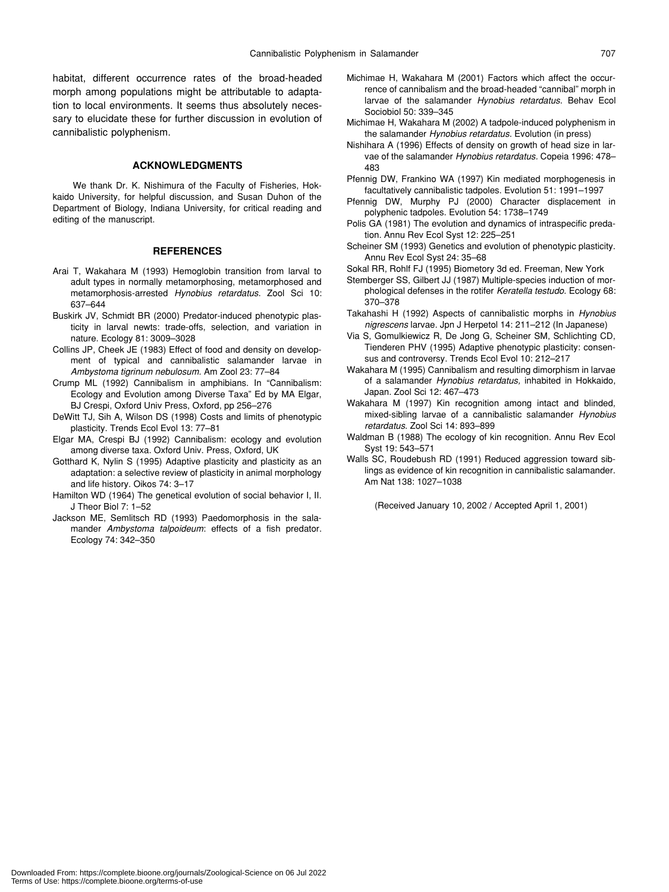habitat, different occurrence rates of the broad-headed morph among populations might be attributable to adaptation to local environments. It seems thus absolutely necessary to elucidate these for further discussion in evolution of cannibalistic polyphenism.

## ACKNOWLEDGMENTS

We thank Dr. K. Nishimura of the Faculty of Fisheries, Hokkaido University, for helpful discussion, and Susan Duhon of the Department of Biology, Indiana University, for critical reading and editing of the manuscript.

## REFERENCES

Arai T, Wakahara M (1993) Hemoglobin transition from larval to adult types in normally metamorphosing, metamorphosed and metamorphosis-arrested *Hynobius retardatus*. Zool Sci 10: 637–644

Buskirk JV, Schmidt BR (2000) Predator-induced phenotypic plasticity in larval newts: trade-offs, selection, and variation in nature. Ecology 81: 3009–3028

Collins JP, Cheek JE (1983) Effect of food and density on development of typical and cannibalistic salamander larvae in *Ambystoma tigrinum nebulosum*. Am Zool 23: 77–84

Crump ML (1992) Cannibalism in amphibians. In "Cannibalism: Ecology and Evolution among Diverse Taxa" Ed by MA Elgar, BJ Crespi, Oxford Univ Press, Oxford, pp 256–276

DeWitt TJ, Sih A, Wilson DS (1998) Costs and limits of phenotypic plasticity. Trends Ecol Evol 13: 77–81

Elgar MA, Crespi BJ (1992) Cannibalism: ecology and evolution among diverse taxa. Oxford Univ. Press, Oxford, UK

Gotthard K, Nylin S (1995) Adaptive plasticity and plasticity as an adaptation: a selective review of plasticity in animal morphology and life history. Oikos 74: 3–17

Hamilton WD (1964) The genetical evolution of social behavior I, II. J Theor Biol 7: 1–52

Jackson ME, Semlitsch RD (1993) Paedomorphosis in the salamander *Ambystoma talpoideum*: effects of a fish predator. Ecology 74: 342–350

Michimae H, Wakahara M (2001) Factors which affect the occurrence of cannibalism and the broad-headed "cannibal" morph in larvae of the salamander *Hynobius retardatus*. Behav Ecol Sociobiol 50: 339–345

Michimae H, Wakahara M (2002) A tadpole-induced polyphenism in the salamander *Hynobius retardatus*. Evolution (in press)

Nishihara A (1996) Effects of density on growth of head size in larvae of the salamander *Hynobius retardatus*. Copeia 1996: 478–483

Pfennig DW, Frankino WA (1997) Kin mediated morphogenesis in facultatively cannibalistic tadpoles. Evolution 51: 1991–1997

Pfennig DW, Murphy PJ (2000) Character displacement in polyphenic tadpoles. Evolution 54: 1738–1749

Polis GA (1981) The evolution and dynamics of intraspecific predation. Annu Rev Ecol Syst 12: 225–251

Scheiner SM (1993) Genetics and evolution of phenotypic plasticity. Annu Rev Ecol Syst 24: 35–68

Sokal RR, Rohlf FJ (1995) Biometory 3d ed. Freeman, New York

Stemberger SS, Gilbert JJ (1987) Multiple-species induction of morphological defenses in the rotifer *Keratella testudo*. Ecology 68: 370–378

Takahashi H (1992) Aspects of cannibalistic morphs in *Hynobius nigrescens* larvae. Jpn J Herpetol 14: 211–212 (In Japanese)

Via S, Gomulkiewicz R, De Jong G, Scheiner SM, Schlichting CD, Tienderen PHV (1995) Adaptive phenotypic plasticity: consensus and controversy. Trends Ecol Evol 10: 212–217

Wakahara M (1995) Cannibalism and resulting dimorphism in larvae of a salamander *Hynobius retardatus,* inhabited in Hokkaido, Japan. Zool Sci 12: 467–473

Wakahara M (1997) Kin recognition among intact and blinded, mixed-sibling larvae of a cannibalistic salamander *Hynobius retardatus*. Zool Sci 14: 893–899

Waldman B (1988) The ecology of kin recognition. Annu Rev Ecol Syst 19: 543–571

Walls SC, Roudebush RD (1991) Reduced aggression toward siblings as evidence of kin recognition in cannibalistic salamander. Am Nat 138: 1027–1038

(Received January 10, 2002 / Accepted April 1, 2001)